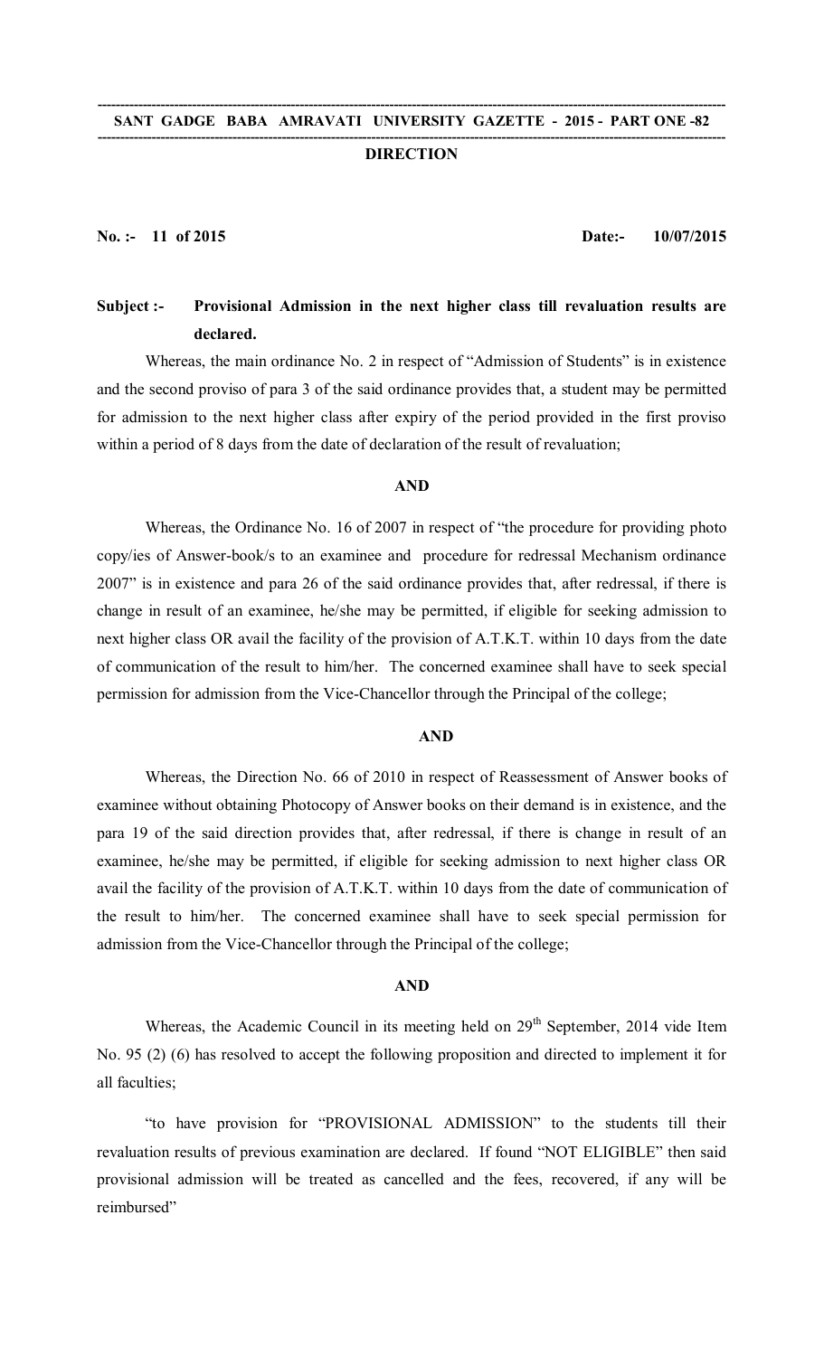**SANT GADGE BABA AMRAVATI UNIVERSITY GAZETTE - 2015 - PART ONE -82**

## DIRECTION

**No. :- 11 of 2015** **Date:- 10/07/2015**

**Subject :- Provisional Admission in the next higher class till revaluation results are declared.**

Whereas, the main ordinance No. 2 in respect of "Admission of Students" is in existence and the second proviso of para 3 of the said ordinance provides that, a student may be permitted for admission to the next higher class after expiry of the period provided in the first proviso within a period of 8 days from the date of declaration of the result of revaluation;

**AND**

Whereas, the Ordinance No. 16 of 2007 in respect of "the procedure for providing photo copy/ies of Answer-book/s to an examinee and procedure for redressal Mechanism ordinance 2007" is in existence and para 26 of the said ordinance provides that, after redressal, if there is change in result of an examinee, he/she may be permitted, if eligible for seeking admission to next higher class OR avail the facility of the provision of A.T.K.T. within 10 days from the date of communication of the result to him/her. The concerned examinee shall have to seek special permission for admission from the Vice-Chancellor through the Principal of the college;

**AND**

Whereas, the Direction No. 66 of 2010 in respect of Reassessment of Answer books of examinee without obtaining Photocopy of Answer books on their demand is in existence, and the para 19 of the said direction provides that, after redressal, if there is change in result of an examinee, he/she may be permitted, if eligible for seeking admission to next higher class OR avail the facility of the provision of A.T.K.T. within 10 days from the date of communication of the result to him/her. The concerned examinee shall have to seek special permission for admission from the Vice-Chancellor through the Principal of the college;

**AND**

Whereas, the Academic Council in its meeting held on 29th September, 2014 vide Item No. 95 (2) (6) has resolved to accept the following proposition and directed to implement it for all faculties;

"to have provision for "PROVISIONAL ADMISSION" to the students till their revaluation results of previous examination are declared. If found "NOT ELIGIBLE" then said provisional admission will be treated as cancelled and the fees, recovered, if any will be reimbursed"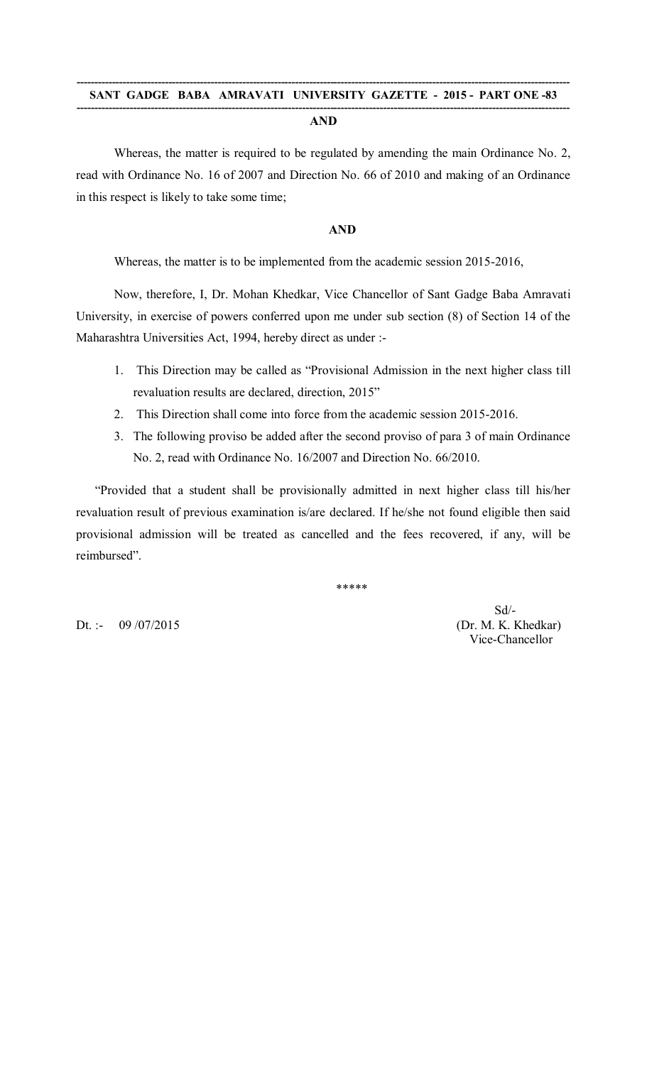**AND**

Whereas, the matter is required to be regulated by amending the main Ordinance No. 2, read with Ordinance No. 16 of 2007 and Direction No. 66 of 2010 and making of an Ordinance in this respect is likely to take some time;

**AND**

Whereas, the matter is to be implemented from the academic session 2015-2016,

Now, therefore, I, Dr. Mohan Khedkar, Vice Chancellor of Sant Gadge Baba Amravati University, in exercise of powers conferred upon me under sub section (8) of Section 14 of the Maharashtra Universities Act, 1994, hereby direct as under :-

1. This Direction may be called as "Provisional Admission in the next higher class till revaluation results are declared, direction, 2015"
2. This Direction shall come into force from the academic session 2015-2016.
3. The following proviso be added after the second proviso of para 3 of main Ordinance No. 2, read with Ordinance No. 16/2007 and Direction No. 66/2010.

"Provided that a student shall be provisionally admitted in next higher class till his/her revaluation result of previous examination is/are declared. If he/she not found eligible then said provisional admission will be treated as cancelled and the fees recovered, if any, will be reimbursed".

*****

Sd/-
(Dr. M. K. Khedkar)
Vice-Chancellor

Dt. :- 09 /07/2015